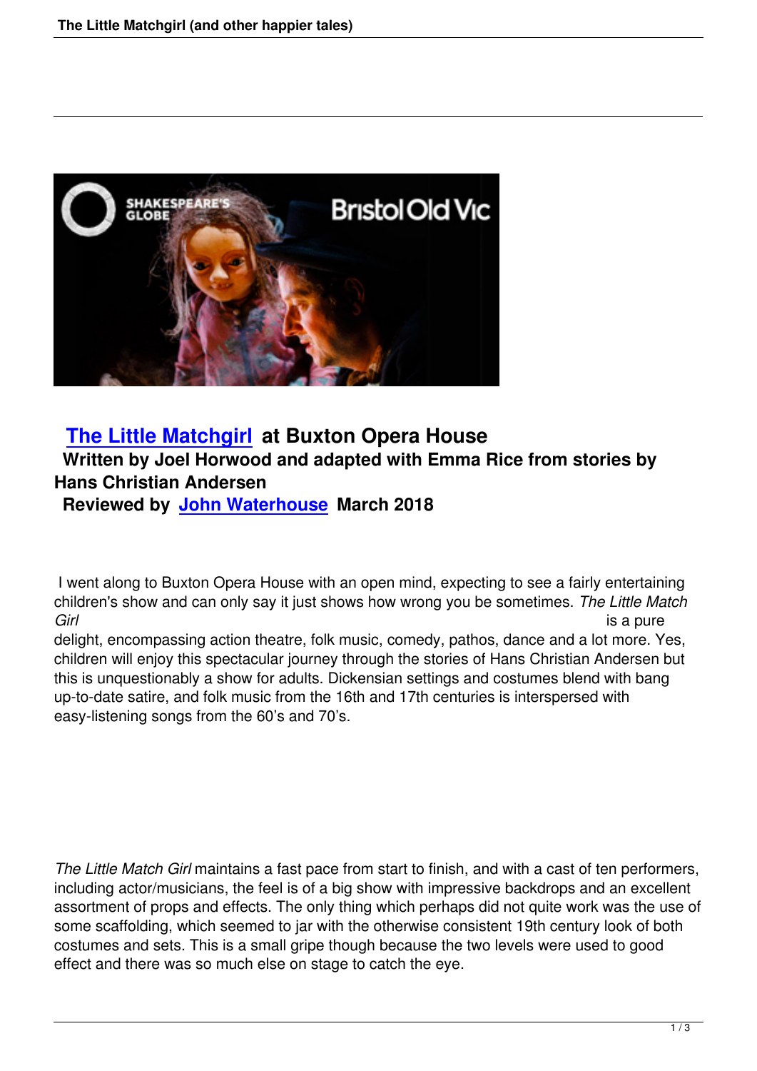## The Little Matchgirl at Buxton Opera House

**Written by Joel Horwood and adapted with Emma Rice from stories by Hans Christian Andersen**

**Reviewed by John Waterhouse March 2018**

I went along to Buxton Opera House with an open mind, expecting to see a fairly entertaining children's show and can only say it just shows how wrong you be sometimes. *The Little Match Girl* is a pure delight, encompassing action theatre, folk music, comedy, pathos, dance and a lot more. Yes, children will enjoy this spectacular journey through the stories of Hans Christian Andersen but this is unquestionably a show for adults. Dickensian settings and costumes blend with bang up-to-date satire, and folk music from the 16th and 17th centuries is interspersed with easy-listening songs from the 60's and 70's.

*The Little Match Girl* maintains a fast pace from start to finish, and with a cast of ten performers, including actor/musicians, the feel is of a big show with impressive backdrops and an excellent assortment of props and effects. The only thing which perhaps did not quite work was the use of some scaffolding, which seemed to jar with the otherwise consistent 19th century look of both costumes and sets. This is a small gripe though because the two levels were used to good effect and there was so much else on stage to catch the eye.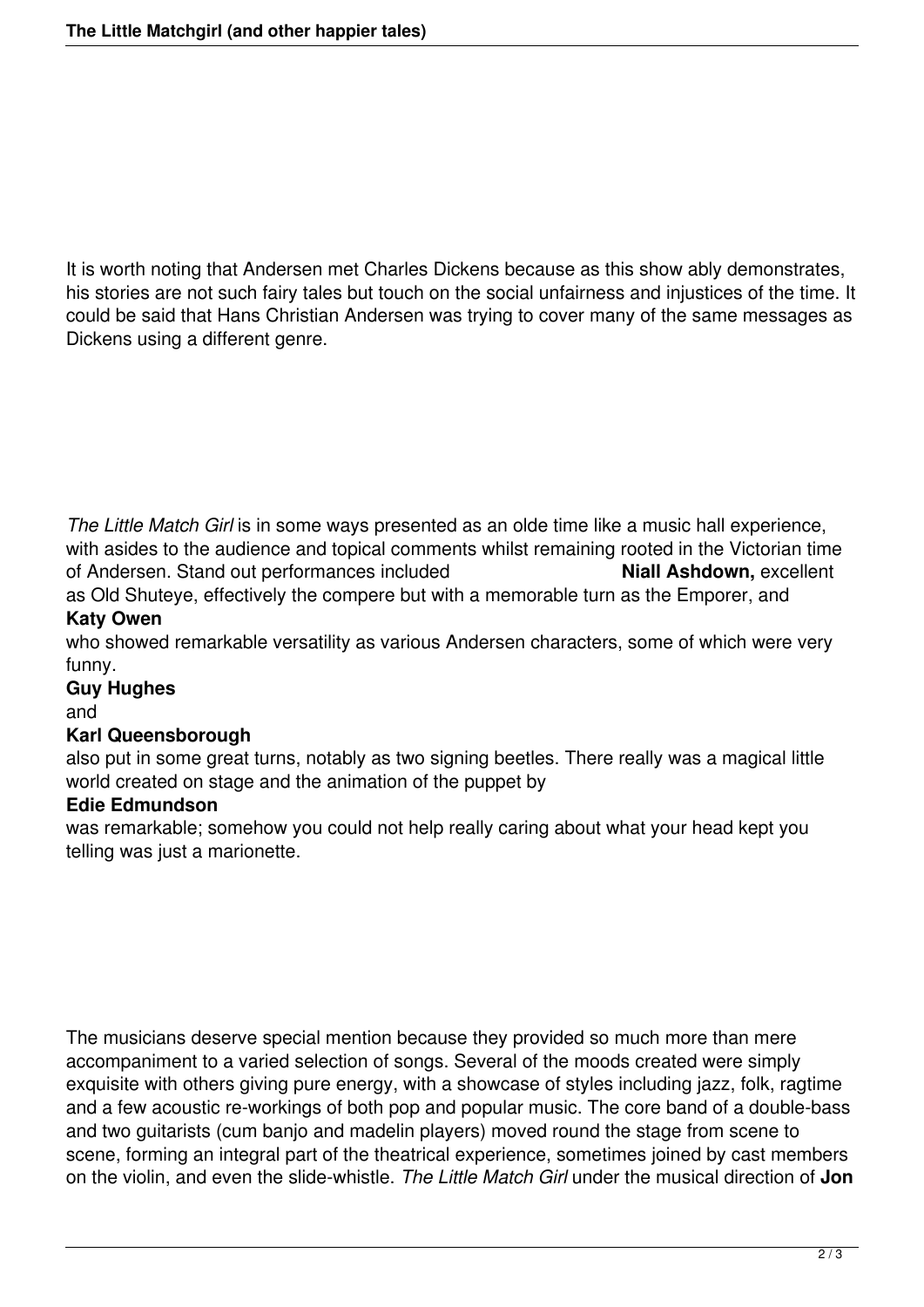It is worth noting that Andersen met Charles Dickens because as this show ably demonstrates, his stories are not such fairy tales but touch on the social unfairness and injustices of the time. It could be said that Hans Christian Andersen was trying to cover many of the same messages as Dickens using a different genre.

*The Little Match Girl* is in some ways presented as an olde time like a music hall experience, with asides to the audience and topical comments whilst remaining rooted in the Victorian time of Andersen. Stand out performances included **Niall Ashdown,** excellent as Old Shuteye, effectively the compere but with a memorable turn as the Emporer, and **Katy Owen** who showed remarkable versatility as various Andersen characters, some of which were very funny. **Guy Hughes** and **Karl Queensborough** also put in some great turns, notably as two signing beetles. There really was a magical little world created on stage and the animation of the puppet by **Edie Edmundson** was remarkable; somehow you could not help really caring about what your head kept you telling was just a marionette.

The musicians deserve special mention because they provided so much more than mere accompaniment to a varied selection of songs. Several of the moods created were simply exquisite with others giving pure energy, with a showcase of styles including jazz, folk, ragtime and a few acoustic re-workings of both pop and popular music. The core band of a double-bass and two guitarists (cum banjo and madelin players) moved round the stage from scene to scene, forming an integral part of the theatrical experience, sometimes joined by cast members on the violin, and even the slide-whistle. *The Little Match Girl* under the musical direction of **Jon**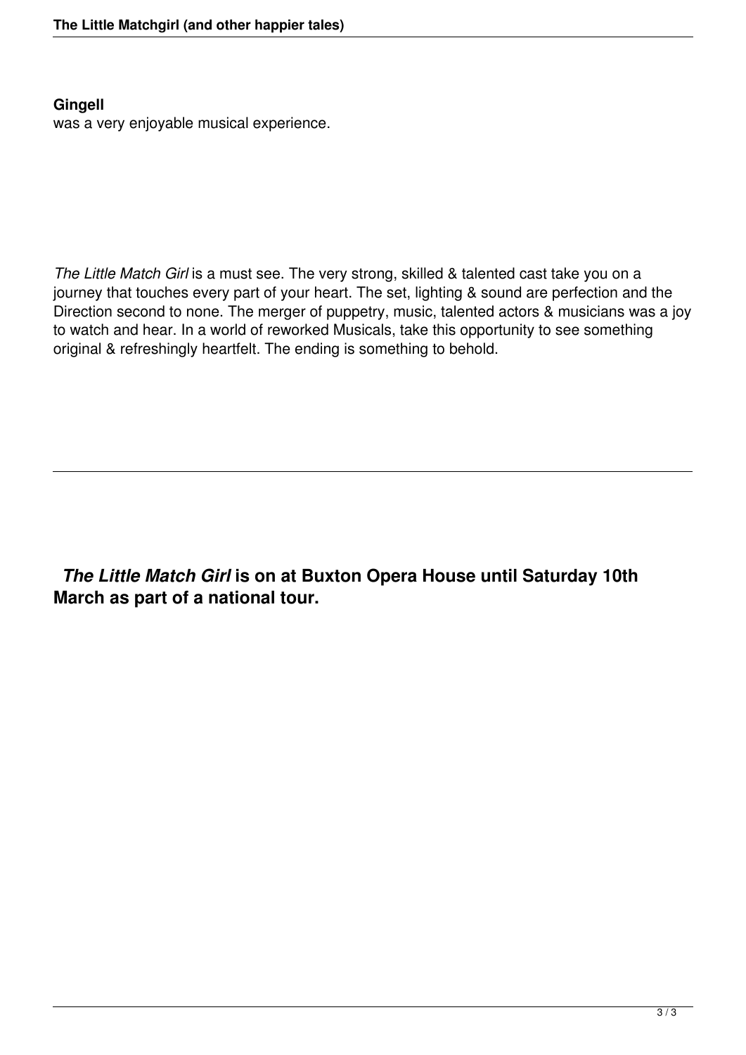**Gingell**
was a very enjoyable musical experience.

*The Little Match Girl* is a must see. The very strong, skilled & talented cast take you on a journey that touches every part of your heart. The set, lighting & sound are perfection and the Direction second to none. The merger of puppetry, music, talented actors & musicians was a joy to watch and hear. In a world of reworked Musicals, take this opportunity to see something original & refreshingly heartfelt. The ending is something to behold.

---

***The Little Match Girl* is on at Buxton Opera House until Saturday 10th March as part of a national tour.**